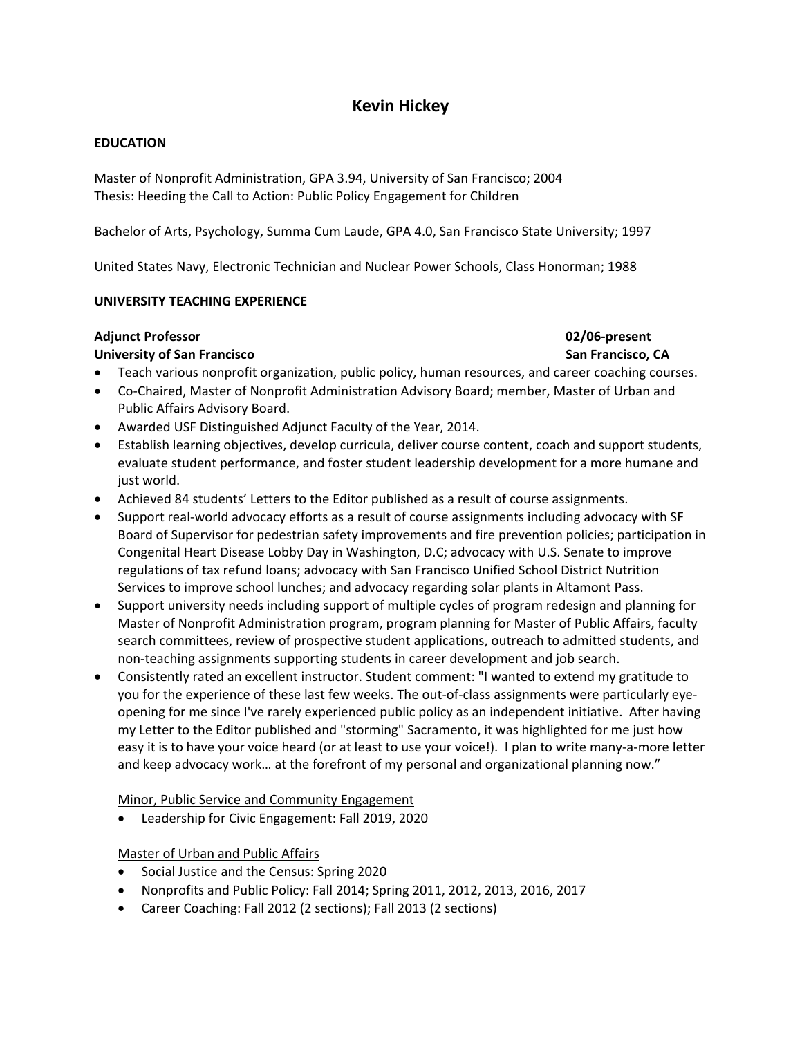# Kevin Hickey

**EDUCATION**

Master of Nonprofit Administration, GPA 3.94, University of San Francisco; 2004
Thesis: <u>Heeding the Call to Action: Public Policy Engagement for Children</u>

Bachelor of Arts, Psychology, Summa Cum Laude, GPA 4.0, San Francisco State University; 1997

United States Navy, Electronic Technician and Nuclear Power Schools, Class Honorman; 1988

**UNIVERSITY TEACHING EXPERIENCE**

**Adjunct Professor** **02/06-present**
**University of San Francisco** **San Francisco, CA**

- Teach various nonprofit organization, public policy, human resources, and career coaching courses.
- Co-Chaired, Master of Nonprofit Administration Advisory Board; member, Master of Urban and Public Affairs Advisory Board.
- Awarded USF Distinguished Adjunct Faculty of the Year, 2014.
- Establish learning objectives, develop curricula, deliver course content, coach and support students, evaluate student performance, and foster student leadership development for a more humane and just world.
- Achieved 84 students' Letters to the Editor published as a result of course assignments.
- Support real-world advocacy efforts as a result of course assignments including advocacy with SF Board of Supervisor for pedestrian safety improvements and fire prevention policies; participation in Congenital Heart Disease Lobby Day in Washington, D.C; advocacy with U.S. Senate to improve regulations of tax refund loans; advocacy with San Francisco Unified School District Nutrition Services to improve school lunches; and advocacy regarding solar plants in Altamont Pass.
- Support university needs including support of multiple cycles of program redesign and planning for Master of Nonprofit Administration program, program planning for Master of Public Affairs, faculty search committees, review of prospective student applications, outreach to admitted students, and non-teaching assignments supporting students in career development and job search.
- Consistently rated an excellent instructor. Student comment: "I wanted to extend my gratitude to you for the experience of these last few weeks. The out-of-class assignments were particularly eye-opening for me since I've rarely experienced public policy as an independent initiative. After having my Letter to the Editor published and "storming" Sacramento, it was highlighted for me just how easy it is to have your voice heard (or at least to use your voice!). I plan to write many-a-more letter and keep advocacy work… at the forefront of my personal and organizational planning now."

<u>Minor, Public Service and Community Engagement</u>

- Leadership for Civic Engagement: Fall 2019, 2020

<u>Master of Urban and Public Affairs</u>

- Social Justice and the Census: Spring 2020
- Nonprofits and Public Policy: Fall 2014; Spring 2011, 2012, 2013, 2016, 2017
- Career Coaching: Fall 2012 (2 sections); Fall 2013 (2 sections)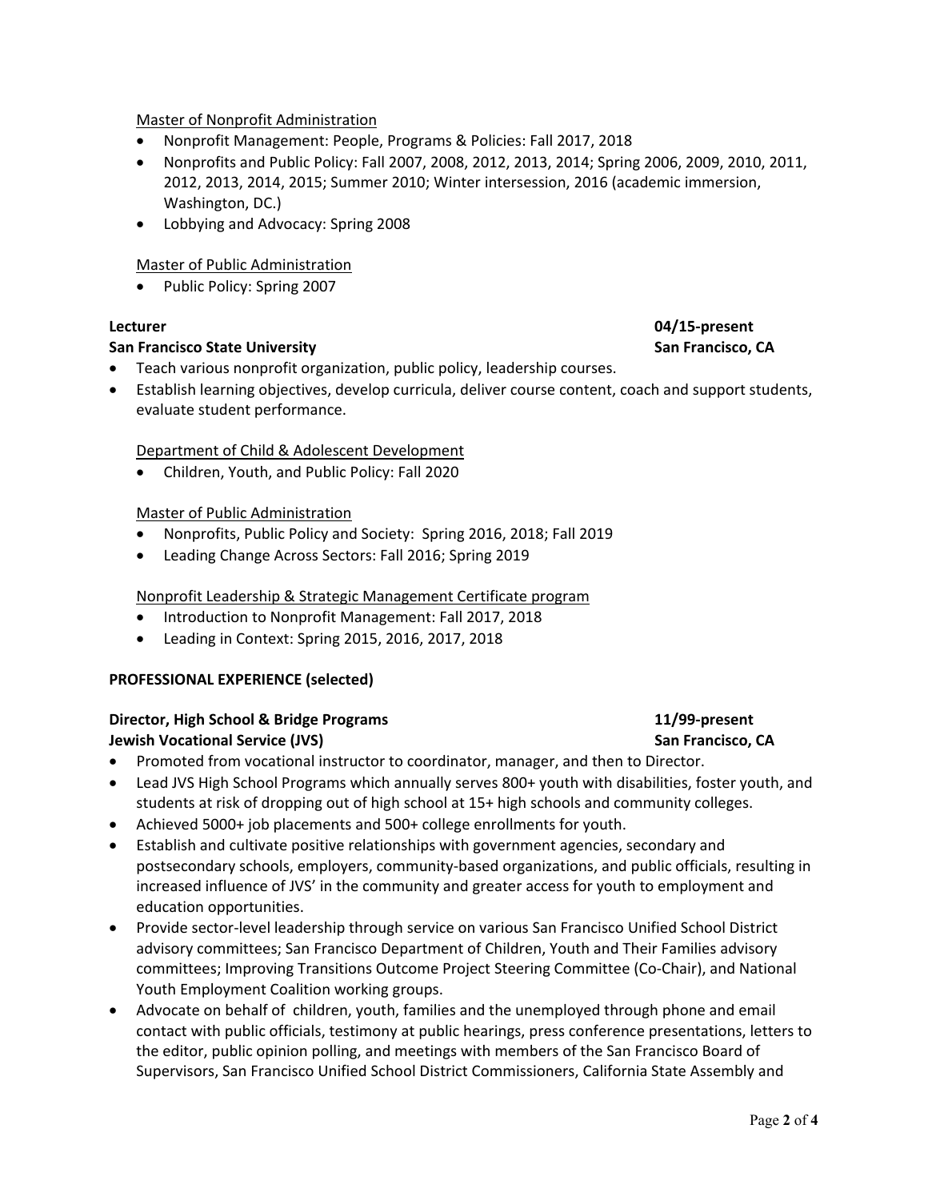Master of Nonprofit Administration

- Nonprofit Management: People, Programs & Policies: Fall 2017, 2018
- Nonprofits and Public Policy: Fall 2007, 2008, 2012, 2013, 2014; Spring 2006, 2009, 2010, 2011, 2012, 2013, 2014, 2015; Summer 2010; Winter intersession, 2016 (academic immersion, Washington, DC.)
- Lobbying and Advocacy: Spring 2008

Master of Public Administration

- Public Policy: Spring 2007

**Lecturer** **04/15-present**
**San Francisco State University** **San Francisco, CA**

- Teach various nonprofit organization, public policy, leadership courses.
- Establish learning objectives, develop curricula, deliver course content, coach and support students, evaluate student performance.

Department of Child & Adolescent Development

- Children, Youth, and Public Policy: Fall 2020

Master of Public Administration

- Nonprofits, Public Policy and Society: Spring 2016, 2018; Fall 2019
- Leading Change Across Sectors: Fall 2016; Spring 2019

Nonprofit Leadership & Strategic Management Certificate program

- Introduction to Nonprofit Management: Fall 2017, 2018
- Leading in Context: Spring 2015, 2016, 2017, 2018

**PROFESSIONAL EXPERIENCE (selected)**

**Director, High School & Bridge Programs** **11/99-present**
**Jewish Vocational Service (JVS)** **San Francisco, CA**

- Promoted from vocational instructor to coordinator, manager, and then to Director.
- Lead JVS High School Programs which annually serves 800+ youth with disabilities, foster youth, and students at risk of dropping out of high school at 15+ high schools and community colleges.
- Achieved 5000+ job placements and 500+ college enrollments for youth.
- Establish and cultivate positive relationships with government agencies, secondary and postsecondary schools, employers, community-based organizations, and public officials, resulting in increased influence of JVS' in the community and greater access for youth to employment and education opportunities.
- Provide sector-level leadership through service on various San Francisco Unified School District advisory committees; San Francisco Department of Children, Youth and Their Families advisory committees; Improving Transitions Outcome Project Steering Committee (Co-Chair), and National Youth Employment Coalition working groups.
- Advocate on behalf of children, youth, families and the unemployed through phone and email contact with public officials, testimony at public hearings, press conference presentations, letters to the editor, public opinion polling, and meetings with members of the San Francisco Board of Supervisors, San Francisco Unified School District Commissioners, California State Assembly and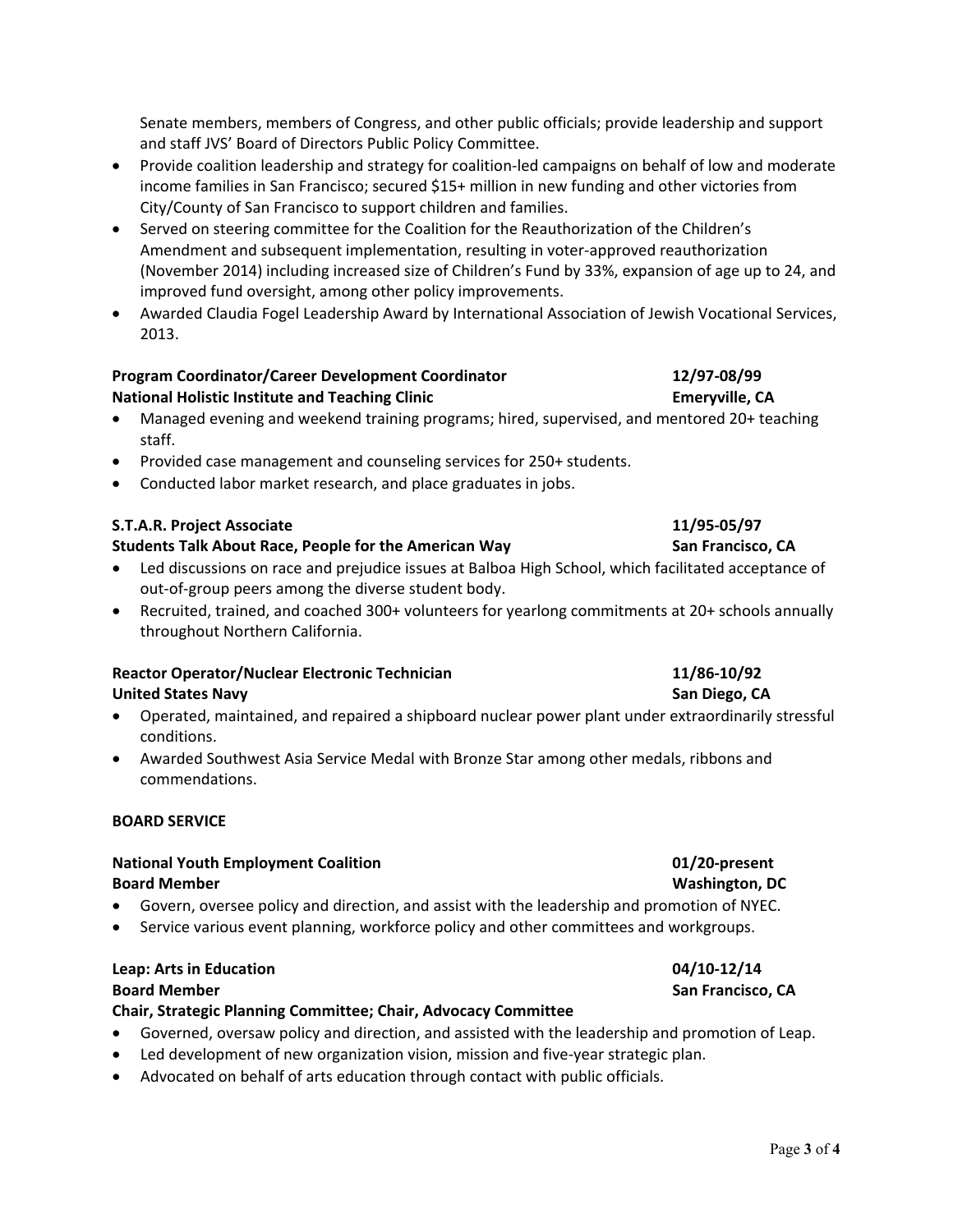Senate members, members of Congress, and other public officials; provide leadership and support and staff JVS' Board of Directors Public Policy Committee.

- Provide coalition leadership and strategy for coalition-led campaigns on behalf of low and moderate income families in San Francisco; secured $15+ million in new funding and other victories from City/County of San Francisco to support children and families.
- Served on steering committee for the Coalition for the Reauthorization of the Children's Amendment and subsequent implementation, resulting in voter-approved reauthorization (November 2014) including increased size of Children's Fund by 33%, expansion of age up to 24, and improved fund oversight, among other policy improvements.
- Awarded Claudia Fogel Leadership Award by International Association of Jewish Vocational Services, 2013.

**Program Coordinator/Career Development Coordinator** **12/97-08/99**
**National Holistic Institute and Teaching Clinic** **Emeryville, CA**

- Managed evening and weekend training programs; hired, supervised, and mentored 20+ teaching staff.
- Provided case management and counseling services for 250+ students.
- Conducted labor market research, and place graduates in jobs.

**S.T.A.R. Project Associate** **11/95-05/97**
**Students Talk About Race, People for the American Way** **San Francisco, CA**

- Led discussions on race and prejudice issues at Balboa High School, which facilitated acceptance of out-of-group peers among the diverse student body.
- Recruited, trained, and coached 300+ volunteers for yearlong commitments at 20+ schools annually throughout Northern California.

**Reactor Operator/Nuclear Electronic Technician** **11/86-10/92**
**United States Navy** **San Diego, CA**

- Operated, maintained, and repaired a shipboard nuclear power plant under extraordinarily stressful conditions.
- Awarded Southwest Asia Service Medal with Bronze Star among other medals, ribbons and commendations.

**BOARD SERVICE**

**National Youth Employment Coalition** **01/20-present**
**Board Member** **Washington, DC**

- Govern, oversee policy and direction, and assist with the leadership and promotion of NYEC.
- Service various event planning, workforce policy and other committees and workgroups.

**Leap: Arts in Education** **04/10-12/14**
**Board Member** **San Francisco, CA**
**Chair, Strategic Planning Committee; Chair, Advocacy Committee**

- Governed, oversaw policy and direction, and assisted with the leadership and promotion of Leap.
- Led development of new organization vision, mission and five-year strategic plan.
- Advocated on behalf of arts education through contact with public officials.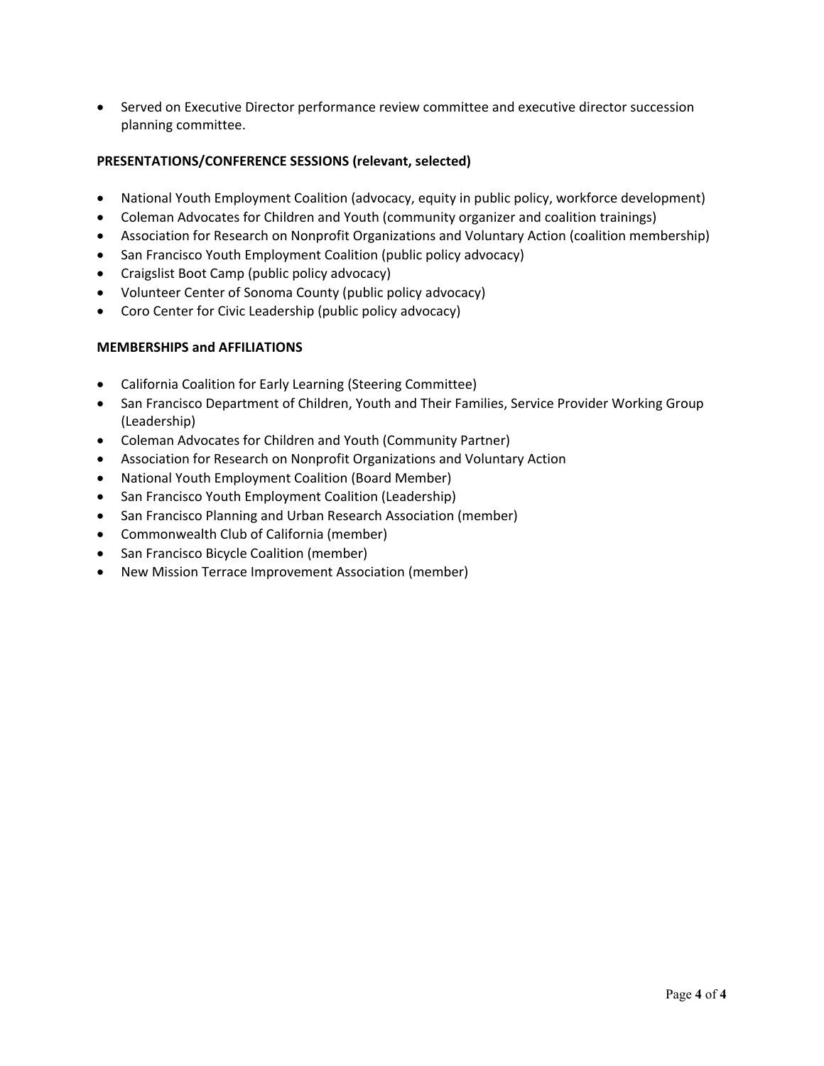- Served on Executive Director performance review committee and executive director succession planning committee.

**PRESENTATIONS/CONFERENCE SESSIONS (relevant, selected)**

- National Youth Employment Coalition (advocacy, equity in public policy, workforce development)
- Coleman Advocates for Children and Youth (community organizer and coalition trainings)
- Association for Research on Nonprofit Organizations and Voluntary Action (coalition membership)
- San Francisco Youth Employment Coalition (public policy advocacy)
- Craigslist Boot Camp (public policy advocacy)
- Volunteer Center of Sonoma County (public policy advocacy)
- Coro Center for Civic Leadership (public policy advocacy)

**MEMBERSHIPS and AFFILIATIONS**

- California Coalition for Early Learning (Steering Committee)
- San Francisco Department of Children, Youth and Their Families, Service Provider Working Group (Leadership)
- Coleman Advocates for Children and Youth (Community Partner)
- Association for Research on Nonprofit Organizations and Voluntary Action
- National Youth Employment Coalition (Board Member)
- San Francisco Youth Employment Coalition (Leadership)
- San Francisco Planning and Urban Research Association (member)
- Commonwealth Club of California (member)
- San Francisco Bicycle Coalition (member)
- New Mission Terrace Improvement Association (member)